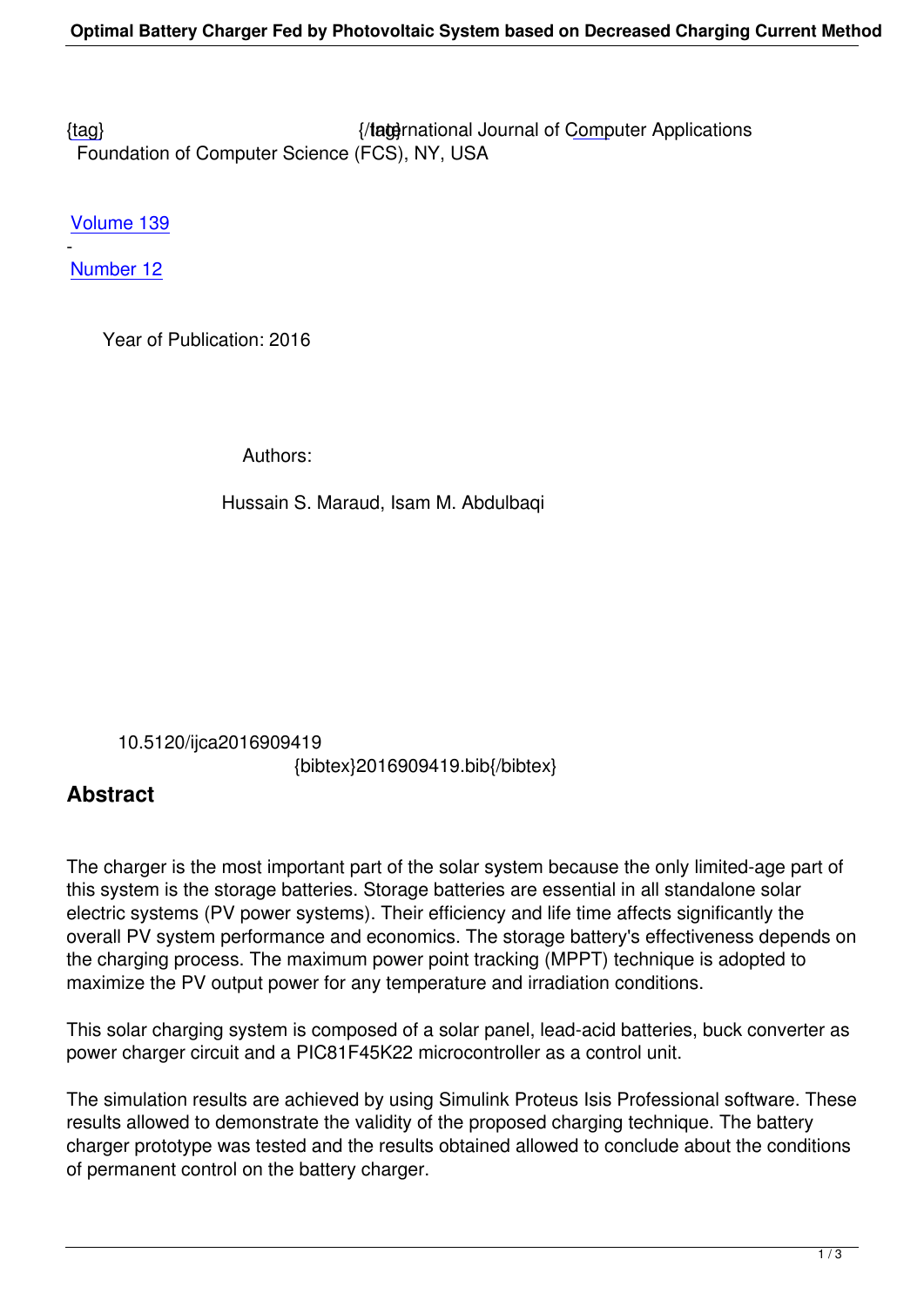{tag} {/tag}International Journal of Computer Applications
Foundation of Computer Science (FCS), NY, USA

Volume 139
-
Number 12

Year of Publication: 2016

Authors:

Hussain S. Maraud, Isam M. Abdulbaqi

10.5120/ijca2016909419
{bibtex}2016909419.bib{/bibtex}

## Abstract

The charger is the most important part of the solar system because the only limited-age part of this system is the storage batteries. Storage batteries are essential in all standalone solar electric systems (PV power systems). Their efficiency and life time affects significantly the overall PV system performance and economics. The storage battery's effectiveness depends on the charging process. The maximum power point tracking (MPPT) technique is adopted to maximize the PV output power for any temperature and irradiation conditions.

This solar charging system is composed of a solar panel, lead-acid batteries, buck converter as power charger circuit and a PIC81F45K22 microcontroller as a control unit.

The simulation results are achieved by using Simulink Proteus Isis Professional software. These results allowed to demonstrate the validity of the proposed charging technique. The battery charger prototype was tested and the results obtained allowed to conclude about the conditions of permanent control on the battery charger.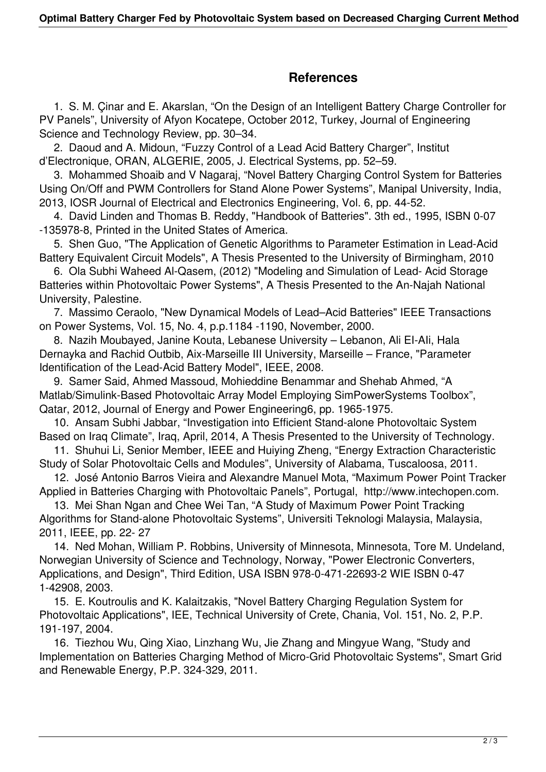## References

1. S. M. Çinar and E. Akarslan, "On the Design of an Intelligent Battery Charge Controller for PV Panels", University of Afyon Kocatepe, October 2012, Turkey, Journal of Engineering Science and Technology Review, pp. 30–34.
2. Daoud and A. Midoun, "Fuzzy Control of a Lead Acid Battery Charger", Institut d'Electronique, ORAN, ALGERIE, 2005, J. Electrical Systems, pp. 52–59.
3. Mohammed Shoaib and V Nagaraj, "Novel Battery Charging Control System for Batteries Using On/Off and PWM Controllers for Stand Alone Power Systems", Manipal University, India, 2013, IOSR Journal of Electrical and Electronics Engineering, Vol. 6, pp. 44-52.
4. David Linden and Thomas B. Reddy, "Handbook of Batteries". 3th ed., 1995, ISBN 0-07 -135978-8, Printed in the United States of America.
5. Shen Guo, "The Application of Genetic Algorithms to Parameter Estimation in Lead-Acid Battery Equivalent Circuit Models", A Thesis Presented to the University of Birmingham, 2010
6. Ola Subhi Waheed Al-Qasem, (2012) "Modeling and Simulation of Lead- Acid Storage Batteries within Photovoltaic Power Systems", A Thesis Presented to the An-Najah National University, Palestine.
7. Massimo Ceraolo, "New Dynamical Models of Lead–Acid Batteries" IEEE Transactions on Power Systems, Vol. 15, No. 4, p.p.1184 -1190, November, 2000.
8. Nazih Moubayed, Janine Kouta, Lebanese University – Lebanon, Ali EI-AIi, Hala Dernayka and Rachid Outbib, Aix-Marseille III University, Marseille – France, "Parameter Identification of the Lead-Acid Battery Model", IEEE, 2008.
9. Samer Said, Ahmed Massoud, Mohieddine Benammar and Shehab Ahmed, "A Matlab/Simulink-Based Photovoltaic Array Model Employing SimPowerSystems Toolbox", Qatar, 2012, Journal of Energy and Power Engineering6, pp. 1965-1975.
10. Ansam Subhi Jabbar, "Investigation into Efficient Stand-alone Photovoltaic System Based on Iraq Climate", Iraq, April, 2014, A Thesis Presented to the University of Technology.
11. Shuhui Li, Senior Member, IEEE and Huiying Zheng, "Energy Extraction Characteristic Study of Solar Photovoltaic Cells and Modules", University of Alabama, Tuscaloosa, 2011.
12. José Antonio Barros Vieira and Alexandre Manuel Mota, "Maximum Power Point Tracker Applied in Batteries Charging with Photovoltaic Panels", Portugal, http://www.intechopen.com.
13. Mei Shan Ngan and Chee Wei Tan, "A Study of Maximum Power Point Tracking Algorithms for Stand-alone Photovoltaic Systems", Universiti Teknologi Malaysia, Malaysia, 2011, IEEE, pp. 22- 27
14. Ned Mohan, William P. Robbins, University of Minnesota, Minnesota, Tore M. Undeland, Norwegian University of Science and Technology, Norway, "Power Electronic Converters, Applications, and Design", Third Edition, USA ISBN 978-0-471-22693-2 WIE ISBN 0-47 1-42908, 2003.
15. E. Koutroulis and K. Kalaitzakis, "Novel Battery Charging Regulation System for Photovoltaic Applications", IEE, Technical University of Crete, Chania, Vol. 151, No. 2, P.P. 191-197, 2004.
16. Tiezhou Wu, Qing Xiao, Linzhang Wu, Jie Zhang and Mingyue Wang, "Study and Implementation on Batteries Charging Method of Micro-Grid Photovoltaic Systems", Smart Grid and Renewable Energy, P.P. 324-329, 2011.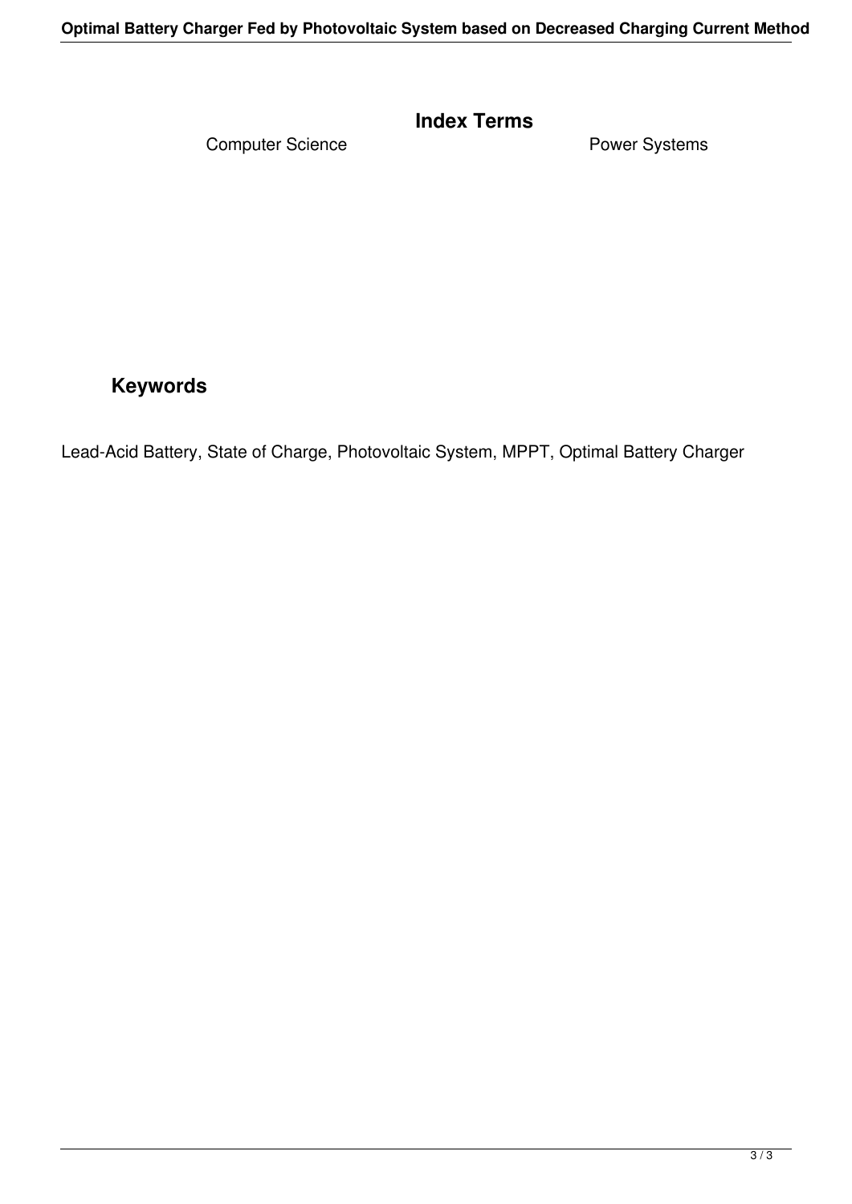## Index Terms

Computer Science

Power Systems

## Keywords

Lead-Acid Battery, State of Charge, Photovoltaic System, MPPT, Optimal Battery Charger